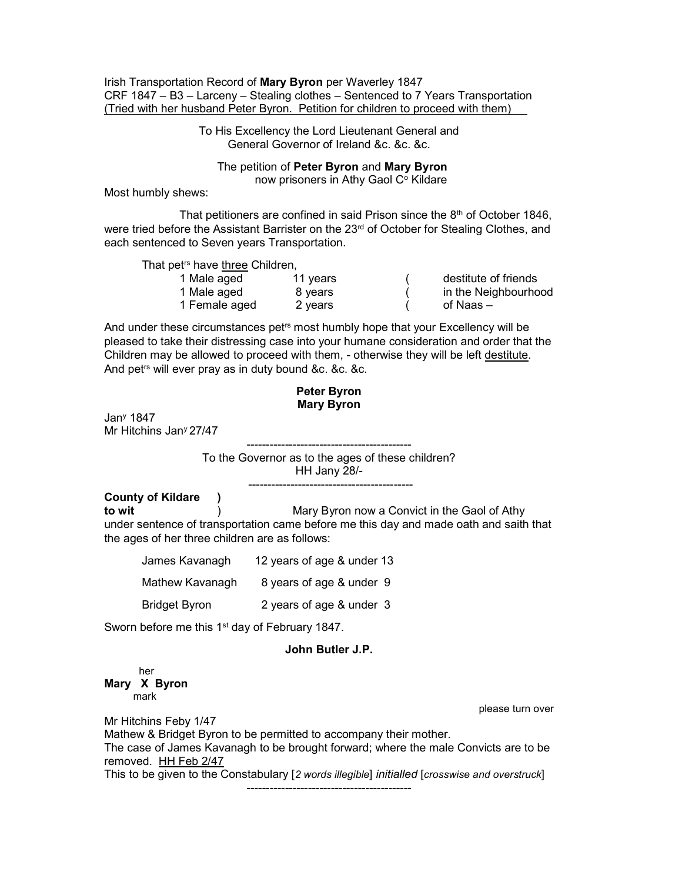Irish Transportation Record of **Mary Byron** per Waverley 1847
CRF 1847 – B3 – Larceny – Stealing clothes – Sentenced to 7 Years Transportation
<u>(Tried with her husband Peter Byron. Petition for children to proceed with them)</u>

To His Excellency the Lord Lieutenant General and
General Governor of Ireland &c. &c. &c.

The petition of **Peter Byron** and **Mary Byron**
now prisoners in Athy Gaol C[o] Kildare

Most humbly shews:

That petitioners are confined in said Prison since the 8[th] of October 1846, were tried before the Assistant Barrister on the 23[rd] of October for Stealing Clothes, and each sentenced to Seven years Transportation.

That pet[rs] have <u>three</u> Children,

| | | | |
|---|---|---|---|
| 1 Male aged | 11 years | ( | destitute of friends |
| 1 Male aged | 8 years | ( | in the Neighbourhood |
| 1 Female aged | 2 years | ( | of Naas – |

And under these circumstances pet[rs] most humbly hope that your Excellency will be pleased to take their distressing case into your humane consideration and order that the Children may be allowed to proceed with them, - otherwise they will be left <u>destitute</u>. And pet[rs] will ever pray as in duty bound &c. &c. &c.

**Peter Byron**
**Mary Byron**

Jan[y] 1847
Mr Hitchins Jan[y] 27/47

---

To the Governor as to the ages of these children?
HH Jany 28/-

---

**County of Kildare )**
**to wit )** Mary Byron now a Convict in the Gaol of Athy under sentence of transportation came before me this day and made oath and saith that the ages of her three children are as follows:

| | |
|---|---|
| James Kavanagh | 12 years of age & under 13 |
| Mathew Kavanagh | 8 years of age & under 9 |
| Bridget Byron | 2 years of age & under 3 |

Sworn before me this 1[st] day of February 1847.

**John Butler J.P.**

her
**Mary X Byron**
mark

please turn over

Mr Hitchins Feby 1/47
Mathew & Bridget Byron to be permitted to accompany their mother.
The case of James Kavanagh to be brought forward; where the male Convicts are to be removed. <u>HH Feb 2/47</u>
This to be given to the Constabulary [*2 words illegible*] *initialled* [*crosswise and overstruck*]

---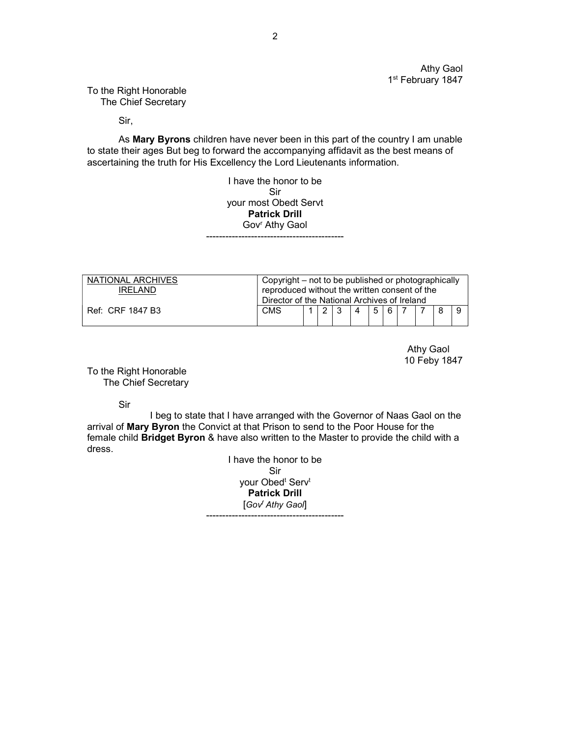Athy Gaol
1st February 1847

To the Right Honorable
The Chief Secretary

Sir,

As **Mary Byrons** children have never been in this part of the country I am unable to state their ages But beg to forward the accompanying affidavit as the best means of ascertaining the truth for His Excellency the Lord Lieutenants information.

I have the honor to be
Sir
your most Obedt Servt
**Patrick Drill**
Govr Athy Gaol

-------------------------------------------

| | | | | | | | | | | | | |
|---|---|---|---|---|---|---|---|---|---|---|---|---|
| NATIONAL ARCHIVES IRELAND | Copyright – not to be published or photographically reproduced without the written consent of the Director of the National Archives of Ireland | | | | | | | | | | | |
| Ref: CRF 1847 B3 | CMS | 1 | 2 | 3 | 4 | 5 | 6 | 7 | 7 | 8 | 9 | |

Athy Gaol
10 Feby 1847

To the Right Honorable
The Chief Secretary

Sir

I beg to state that I have arranged with the Governor of Naas Gaol on the arrival of **Mary Byron** the Convict at that Prison to send to the Poor House for the female child **Bridget Byron** & have also written to the Master to provide the child with a dress.

I have the honor to be
Sir
your Obedt Servt
**Patrick Drill**
[*Govr Athy Gaol*]

-------------------------------------------